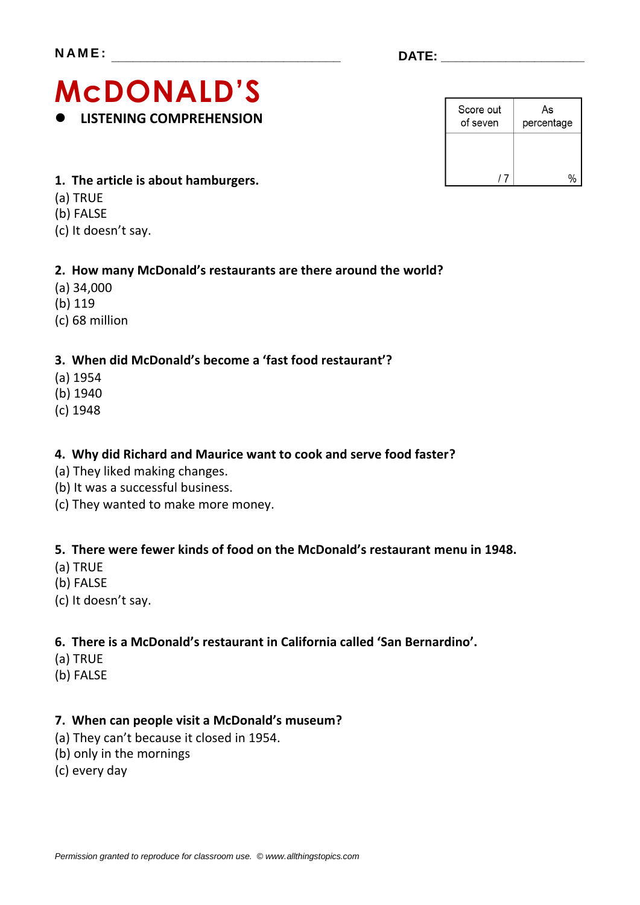NAME: ______________________________ DATE: ____________________

# McDONALD'S

- **LISTENING COMPREHENSION**

| Score out of seven | As percentage |
|---|---|
| / 7 | % |

**1. The article is about hamburgers.**

(a) TRUE
(b) FALSE
(c) It doesn't say.

**2. How many McDonald's restaurants are there around the world?**

(a) 34,000
(b) 119
(c) 68 million

**3. When did McDonald's become a 'fast food restaurant'?**

(a) 1954
(b) 1940
(c) 1948

**4. Why did Richard and Maurice want to cook and serve food faster?**

(a) They liked making changes.
(b) It was a successful business.
(c) They wanted to make more money.

**5. There were fewer kinds of food on the McDonald's restaurant menu in 1948.**

(a) TRUE
(b) FALSE
(c) It doesn't say.

**6. There is a McDonald's restaurant in California called 'San Bernardino'.**

(a) TRUE
(b) FALSE

**7. When can people visit a McDonald's museum?**

(a) They can't because it closed in 1954.
(b) only in the mornings
(c) every day

*Permission granted to reproduce for classroom use. © www.allthingstopics.com*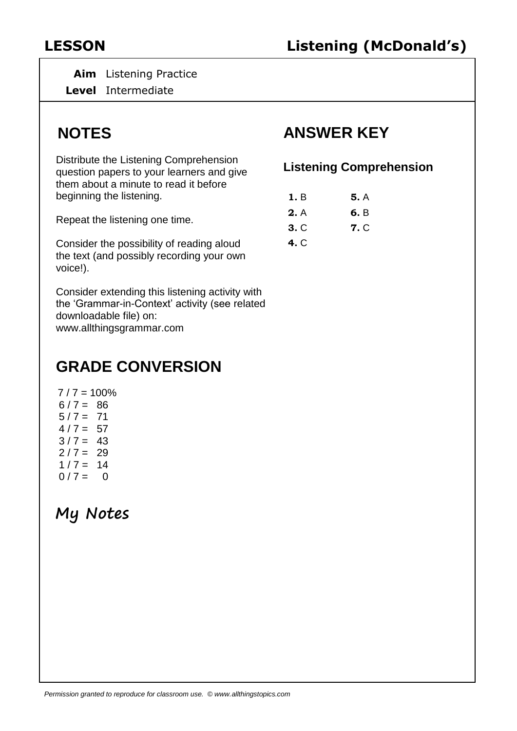**LESSON** **Listening (McDonald's)**

**Aim** Listening Practice
**Level** Intermediate

## NOTES

Distribute the Listening Comprehension question papers to your learners and give them about a minute to read it before beginning the listening.

Repeat the listening one time.

Consider the possibility of reading aloud the text (and possibly recording your own voice!).

Consider extending this listening activity with the 'Grammar-in-Context' activity (see related downloadable file) on: www.allthingsgrammar.com

## GRADE CONVERSION

7 / 7 = 100%
6 / 7 = 86
5 / 7 = 71
4 / 7 = 57
3 / 7 = 43
2 / 7 = 29
1 / 7 = 14
0 / 7 = 0

## My Notes

## ANSWER KEY

### Listening Comprehension

| | |
|---|---|
| **1.** B | **5.** A |
| **2.** A | **6.** B |
| **3.** C | **7.** C |
| **4.** C | |

*Permission granted to reproduce for classroom use. © www.allthingstopics.com*